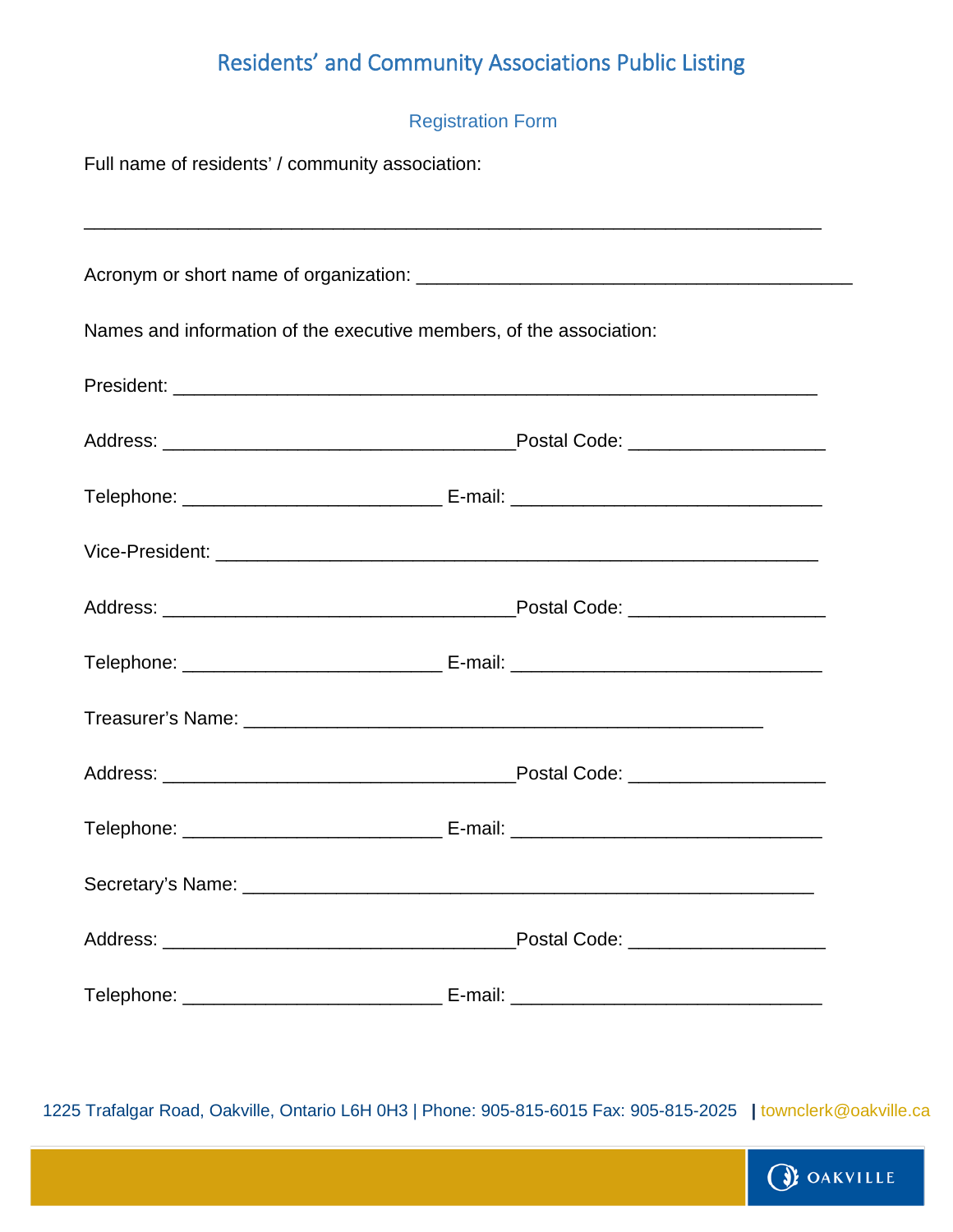# Residents' and Community Associations Public Listing

## Registration Form

Full name of residents' / community association:

______________________________________________________________________

Acronym or short name of organization: _________________________________________

Names and information of the executive members, of the association:

President: _____________________________________________________________

Address: __________________________________Postal Code: ___________________

Telephone: _________________________ E-mail: ______________________________

Vice-President: _________________________________________________________

Address: __________________________________Postal Code: ___________________

Telephone: _________________________ E-mail: ______________________________

Treasurer's Name: __________________________________________________

Address: __________________________________Postal Code: ___________________

Telephone: _________________________ E-mail: ______________________________

Secretary's Name: ______________________________________________________

Address: __________________________________Postal Code: ___________________

Telephone: _________________________ E-mail: ______________________________

1225 Trafalgar Road, Oakville, Ontario L6H 0H3 | Phone: 905-815-6015 Fax: 905-815-2025 | townclerk@oakville.ca

OAKVILLE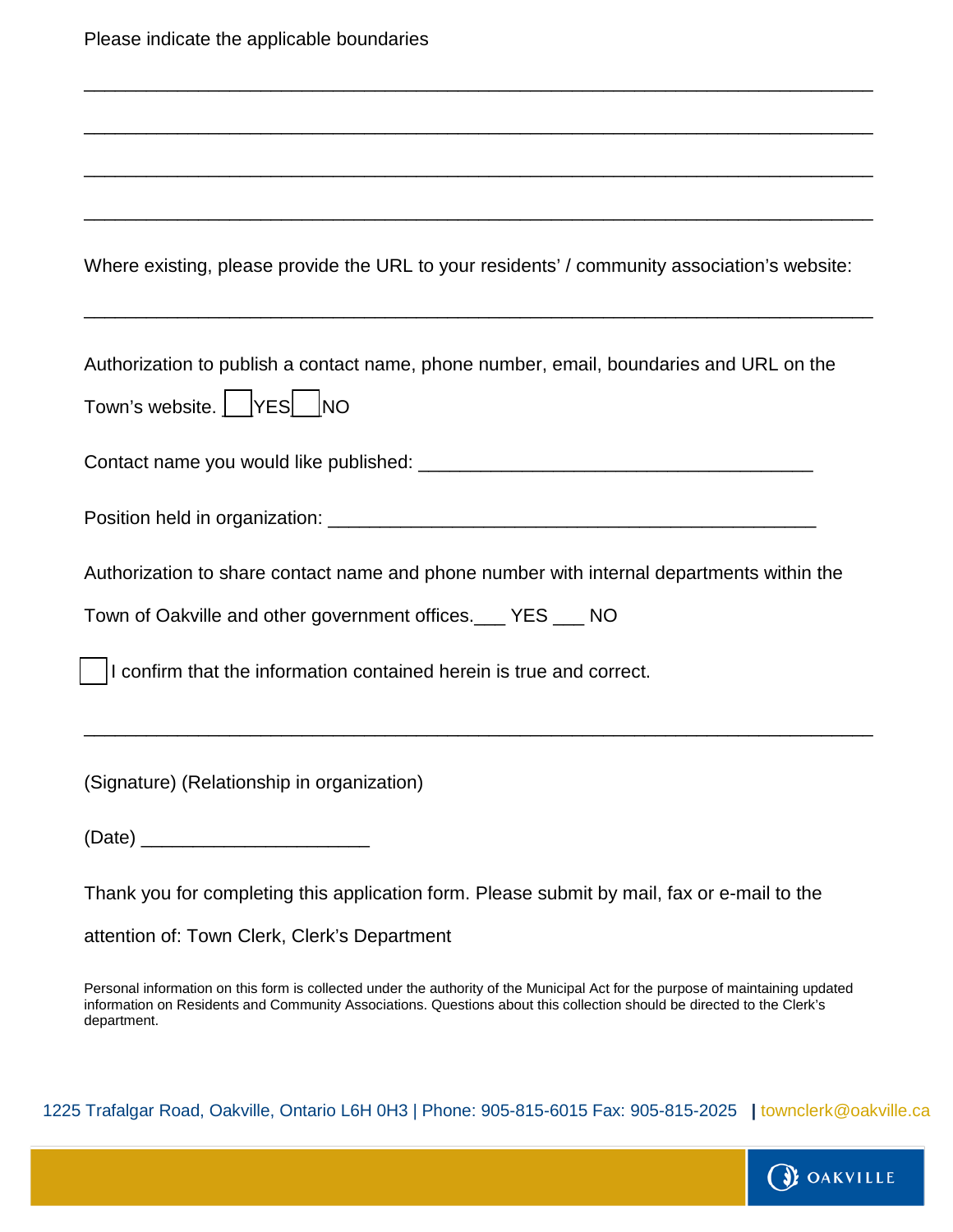Please indicate the applicable boundaries

______________________________________________________________________

______________________________________________________________________

______________________________________________________________________

______________________________________________________________________

Where existing, please provide the URL to your residents' / community association's website:

______________________________________________________________________

Authorization to publish a contact name, phone number, email, boundaries and URL on the Town's website. ☐ YES ☐ NO

Contact name you would like published: ____________________________________

Position held in organization: ____________________________________________

Authorization to share contact name and phone number with internal departments within the Town of Oakville and other government offices.___ YES ___ NO

☐ I confirm that the information contained herein is true and correct.

______________________________________________________________________

(Signature) (Relationship in organization)

(Date) ____________________

Thank you for completing this application form. Please submit by mail, fax or e-mail to the attention of: Town Clerk, Clerk's Department

Personal information on this form is collected under the authority of the Municipal Act for the purpose of maintaining updated information on Residents and Community Associations. Questions about this collection should be directed to the Clerk's department.

1225 Trafalgar Road, Oakville, Ontario L6H 0H3 | Phone: 905-815-6015 Fax: 905-815-2025 | townclerk@oakville.ca